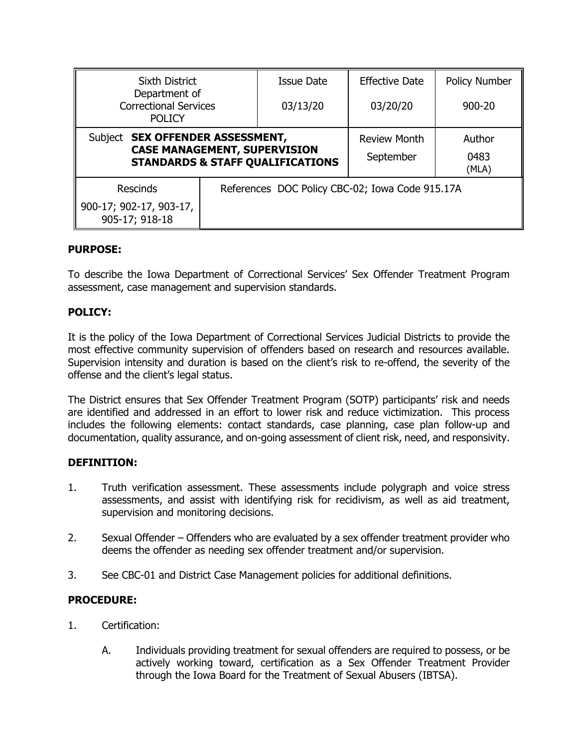| Sixth District Department of Correctional Services POLICY | | Issue Date<br>03/13/20 | Effective Date<br>03/20/20 | Policy Number<br>900-20 |
|---|---|---|---|---|
| Subject **SEX OFFENDER ASSESSMENT, CASE MANAGEMENT, SUPERVISION STANDARDS & STAFF QUALIFICATIONS** | | | Review Month<br>September | Author<br>0483 (MLA) |
| Rescinds<br>900-17; 902-17, 903-17, 905-17; 918-18 | References DOC Policy CBC-02; Iowa Code 915.17A | | | |

**PURPOSE:**

To describe the Iowa Department of Correctional Services' Sex Offender Treatment Program assessment, case management and supervision standards.

**POLICY:**

It is the policy of the Iowa Department of Correctional Services Judicial Districts to provide the most effective community supervision of offenders based on research and resources available. Supervision intensity and duration is based on the client's risk to re-offend, the severity of the offense and the client's legal status.

The District ensures that Sex Offender Treatment Program (SOTP) participants' risk and needs are identified and addressed in an effort to lower risk and reduce victimization. This process includes the following elements: contact standards, case planning, case plan follow-up and documentation, quality assurance, and on-going assessment of client risk, need, and responsivity.

**DEFINITION:**

1. Truth verification assessment. These assessments include polygraph and voice stress assessments, and assist with identifying risk for recidivism, as well as aid treatment, supervision and monitoring decisions.

2. Sexual Offender – Offenders who are evaluated by a sex offender treatment provider who deems the offender as needing sex offender treatment and/or supervision.

3. See CBC-01 and District Case Management policies for additional definitions.

**PROCEDURE:**

1. Certification:

   A. Individuals providing treatment for sexual offenders are required to possess, or be actively working toward, certification as a Sex Offender Treatment Provider through the Iowa Board for the Treatment of Sexual Abusers (IBTSA).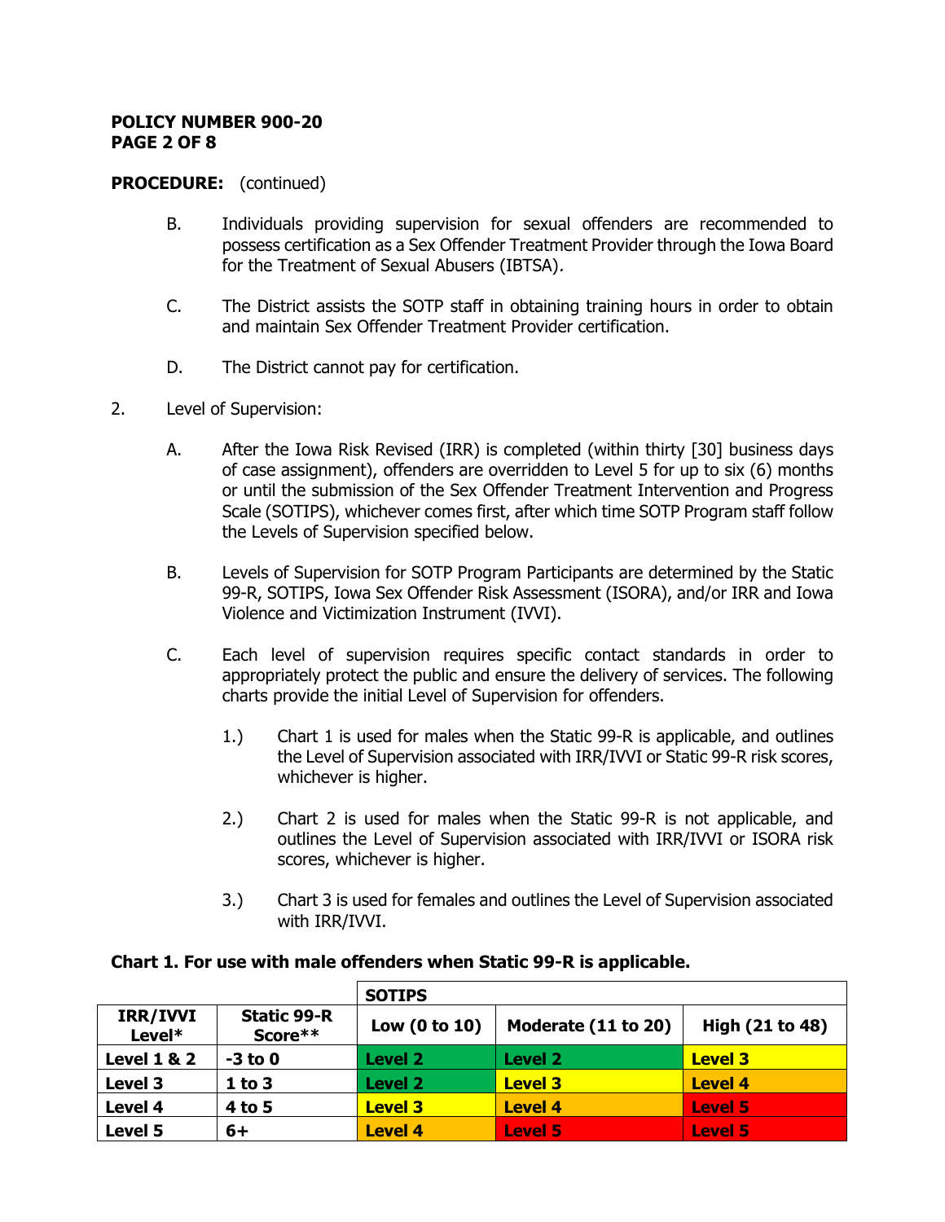**POLICY NUMBER 900-20**

**PROCEDURE:** (continued)

B. Individuals providing supervision for sexual offenders are recommended to possess certification as a Sex Offender Treatment Provider through the Iowa Board for the Treatment of Sexual Abusers (IBTSA).

C. The District assists the SOTP staff in obtaining training hours in order to obtain and maintain Sex Offender Treatment Provider certification.

D. The District cannot pay for certification.

2. Level of Supervision:

A. After the Iowa Risk Revised (IRR) is completed (within thirty [30] business days of case assignment), offenders are overridden to Level 5 for up to six (6) months or until the submission of the Sex Offender Treatment Intervention and Progress Scale (SOTIPS), whichever comes first, after which time SOTP Program staff follow the Levels of Supervision specified below.

B. Levels of Supervision for SOTP Program Participants are determined by the Static 99-R, SOTIPS, Iowa Sex Offender Risk Assessment (ISORA), and/or IRR and Iowa Violence and Victimization Instrument (IVVI).

C. Each level of supervision requires specific contact standards in order to appropriately protect the public and ensure the delivery of services. The following charts provide the initial Level of Supervision for offenders.

1.) Chart 1 is used for males when the Static 99-R is applicable, and outlines the Level of Supervision associated with IRR/IVVI or Static 99-R risk scores, whichever is higher.

2.) Chart 2 is used for males when the Static 99-R is not applicable, and outlines the Level of Supervision associated with IRR/IVVI or ISORA risk scores, whichever is higher.

3.) Chart 3 is used for females and outlines the Level of Supervision associated with IRR/IVVI.

**Chart 1. For use with male offenders when Static 99-R is applicable.**

| | | **SOTIPS** | | |
|---|---|---|---|---|
| **IRR/IVVI Level*** | **Static 99-R Score**** | **Low (0 to 10)** | **Moderate (11 to 20)** | **High (21 to 48)** |
| **Level 1 & 2** | **-3 to 0** | **Level 2** | **Level 2** | **Level 3** |
| **Level 3** | **1 to 3** | **Level 2** | **Level 3** | **Level 4** |
| **Level 4** | **4 to 5** | **Level 3** | **Level 4** | **Level 5** |
| **Level 5** | **6+** | **Level 4** | **Level 5** | **Level 5** |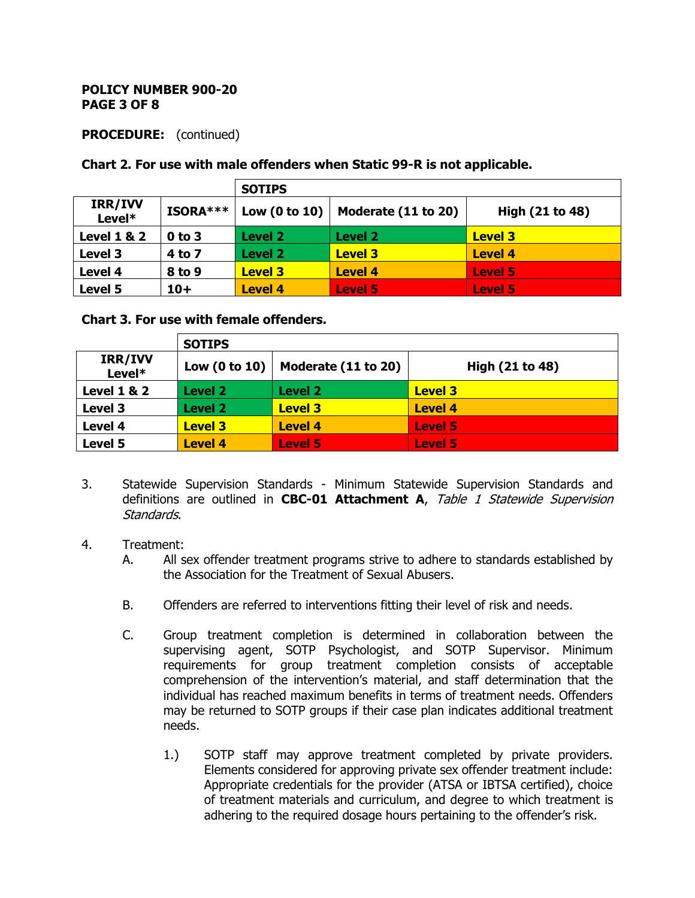**POLICY NUMBER 900-20**

**PROCEDURE:** (continued)

**Chart 2. For use with male offenders when Static 99-R is not applicable.**

| | | SOTIPS | | |
|---|---|---|---|---|
| **IRR/IVV Level*** | **ISORA*** ** | **Low (0 to 10)** | **Moderate (11 to 20)** | **High (21 to 48)** |
| **Level 1 & 2** | **0 to 3** | **Level 2** | **Level 2** | **Level 3** |
| **Level 3** | **4 to 7** | **Level 2** | **Level 3** | **Level 4** |
| **Level 4** | **8 to 9** | **Level 3** | **Level 4** | **Level 5** |
| **Level 5** | **10+** | **Level 4** | **Level 5** | **Level 5** |

**Chart 3. For use with female offenders.**

| | SOTIPS | | |
|---|---|---|---|
| **IRR/IVV Level*** | **Low (0 to 10)** | **Moderate (11 to 20)** | **High (21 to 48)** |
| **Level 1 & 2** | **Level 2** | **Level 2** | **Level 3** |
| **Level 3** | **Level 2** | **Level 3** | **Level 4** |
| **Level 4** | **Level 3** | **Level 4** | **Level 5** |
| **Level 5** | **Level 4** | **Level 5** | **Level 5** |

3. Statewide Supervision Standards - Minimum Statewide Supervision Standards and definitions are outlined in **CBC-01 Attachment A**, *Table 1 Statewide Supervision Standards*.

4. Treatment:
   - A. All sex offender treatment programs strive to adhere to standards established by the Association for the Treatment of Sexual Abusers.
   - B. Offenders are referred to interventions fitting their level of risk and needs.
   - C. Group treatment completion is determined in collaboration between the supervising agent, SOTP Psychologist, and SOTP Supervisor. Minimum requirements for group treatment completion consists of acceptable comprehension of the intervention's material, and staff determination that the individual has reached maximum benefits in terms of treatment needs. Offenders may be returned to SOTP groups if their case plan indicates additional treatment needs.
     - 1.) SOTP staff may approve treatment completed by private providers. Elements considered for approving private sex offender treatment include: Appropriate credentials for the provider (ATSA or IBTSA certified), choice of treatment materials and curriculum, and degree to which treatment is adhering to the required dosage hours pertaining to the offender's risk.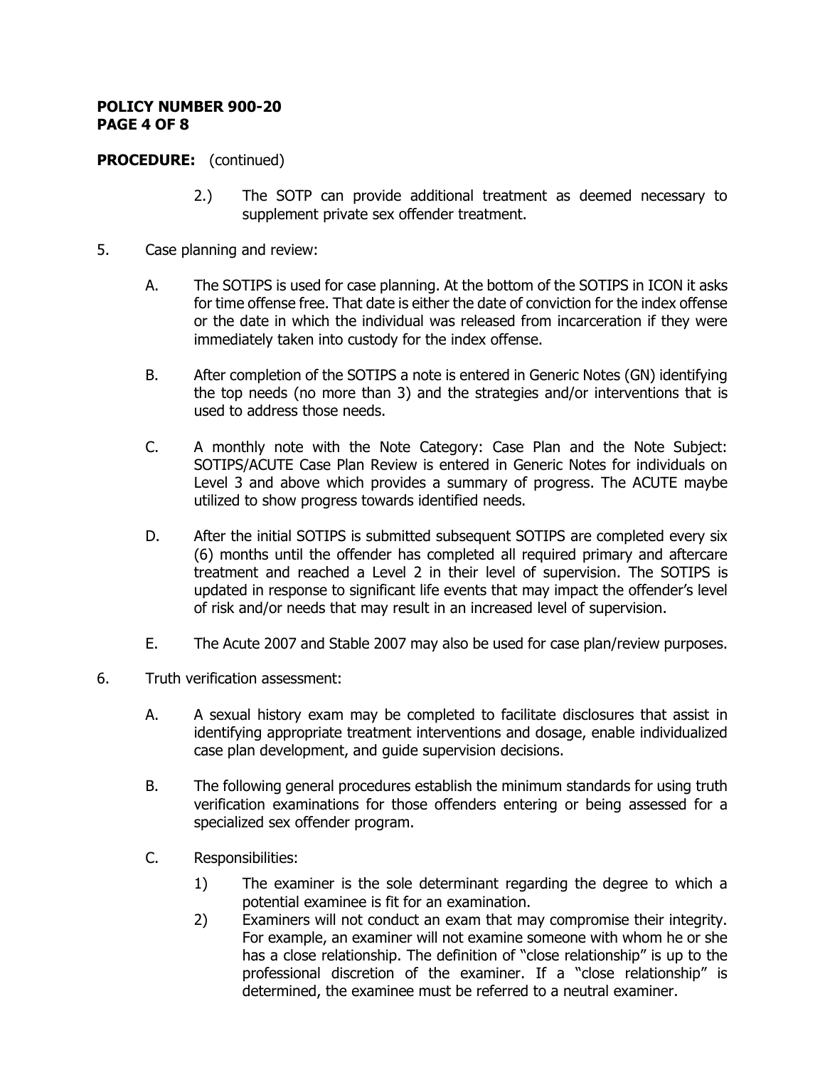**PROCEDURE:** (continued)

2.) The SOTP can provide additional treatment as deemed necessary to supplement private sex offender treatment.

5. Case planning and review:

   A. The SOTIPS is used for case planning. At the bottom of the SOTIPS in ICON it asks for time offense free. That date is either the date of conviction for the index offense or the date in which the individual was released from incarceration if they were immediately taken into custody for the index offense.

   B. After completion of the SOTIPS a note is entered in Generic Notes (GN) identifying the top needs (no more than 3) and the strategies and/or interventions that is used to address those needs.

   C. A monthly note with the Note Category: Case Plan and the Note Subject: SOTIPS/ACUTE Case Plan Review is entered in Generic Notes for individuals on Level 3 and above which provides a summary of progress. The ACUTE maybe utilized to show progress towards identified needs.

   D. After the initial SOTIPS is submitted subsequent SOTIPS are completed every six (6) months until the offender has completed all required primary and aftercare treatment and reached a Level 2 in their level of supervision. The SOTIPS is updated in response to significant life events that may impact the offender's level of risk and/or needs that may result in an increased level of supervision.

   E. The Acute 2007 and Stable 2007 may also be used for case plan/review purposes.

6. Truth verification assessment:

   A. A sexual history exam may be completed to facilitate disclosures that assist in identifying appropriate treatment interventions and dosage, enable individualized case plan development, and guide supervision decisions.

   B. The following general procedures establish the minimum standards for using truth verification examinations for those offenders entering or being assessed for a specialized sex offender program.

   C. Responsibilities:

      1) The examiner is the sole determinant regarding the degree to which a potential examinee is fit for an examination.
      2) Examiners will not conduct an exam that may compromise their integrity. For example, an examiner will not examine someone with whom he or she has a close relationship. The definition of "close relationship" is up to the professional discretion of the examiner. If a "close relationship" is determined, the examinee must be referred to a neutral examiner.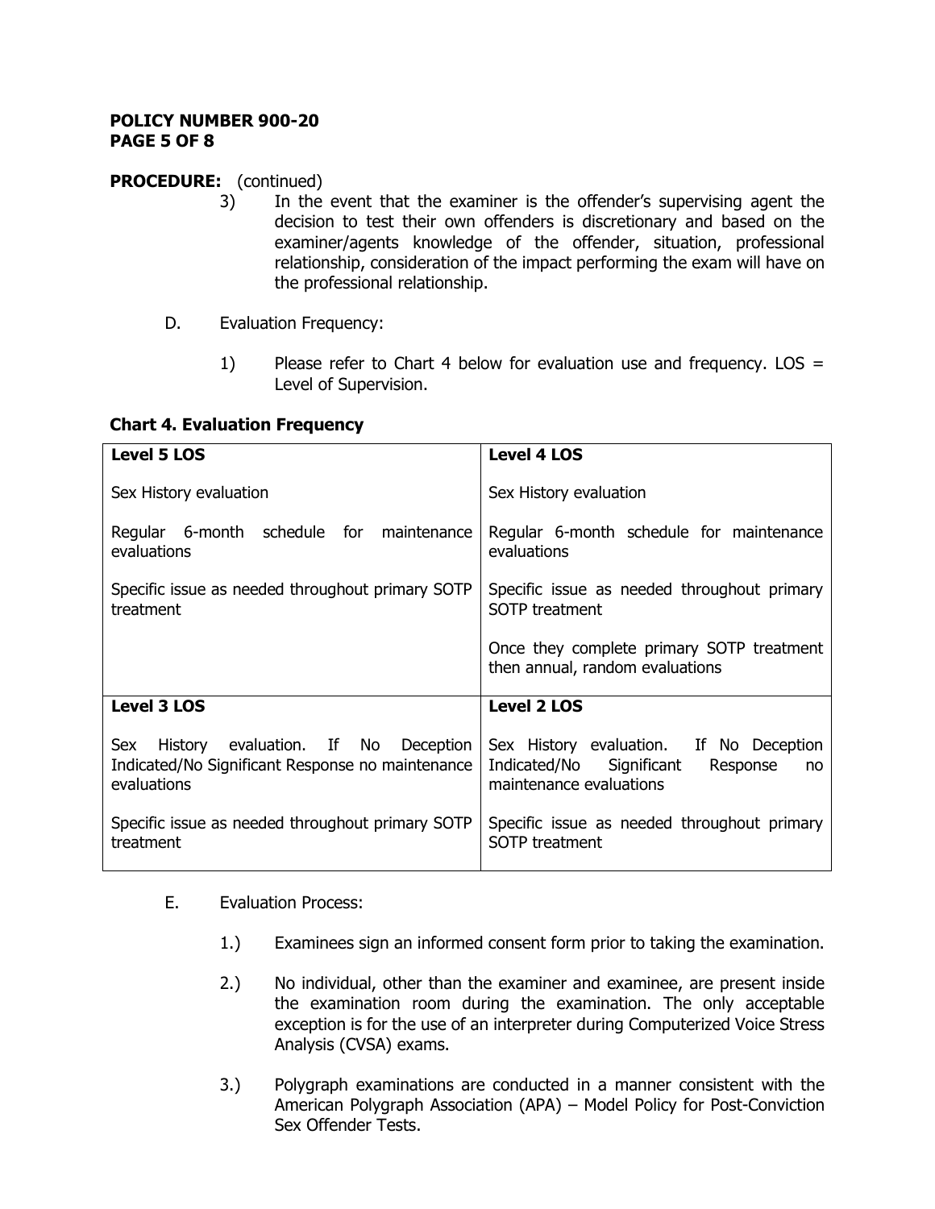**PROCEDURE:** (continued)

3) In the event that the examiner is the offender's supervising agent the decision to test their own offenders is discretionary and based on the examiner/agents knowledge of the offender, situation, professional relationship, consideration of the impact performing the exam will have on the professional relationship.

D. Evaluation Frequency:

1) Please refer to Chart 4 below for evaluation use and frequency. LOS = Level of Supervision.

**Chart 4. Evaluation Frequency**

| **Level 5 LOS** | **Level 4 LOS** |
| --- | --- |
| Sex History evaluation<br><br>Regular 6-month schedule for maintenance evaluations<br><br>Specific issue as needed throughout primary SOTP treatment | Sex History evaluation<br><br>Regular 6-month schedule for maintenance evaluations<br><br>Specific issue as needed throughout primary SOTP treatment<br><br>Once they complete primary SOTP treatment then annual, random evaluations |
| **Level 3 LOS** | **Level 2 LOS** |
| Sex History evaluation. If No Deception Indicated/No Significant Response no maintenance evaluations<br><br>Specific issue as needed throughout primary SOTP treatment | Sex History evaluation. If No Deception Indicated/No Significant Response no maintenance evaluations<br><br>Specific issue as needed throughout primary SOTP treatment |

E. Evaluation Process:

1.) Examinees sign an informed consent form prior to taking the examination.

2.) No individual, other than the examiner and examinee, are present inside the examination room during the examination. The only acceptable exception is for the use of an interpreter during Computerized Voice Stress Analysis (CVSA) exams.

3.) Polygraph examinations are conducted in a manner consistent with the American Polygraph Association (APA) – Model Policy for Post-Conviction Sex Offender Tests.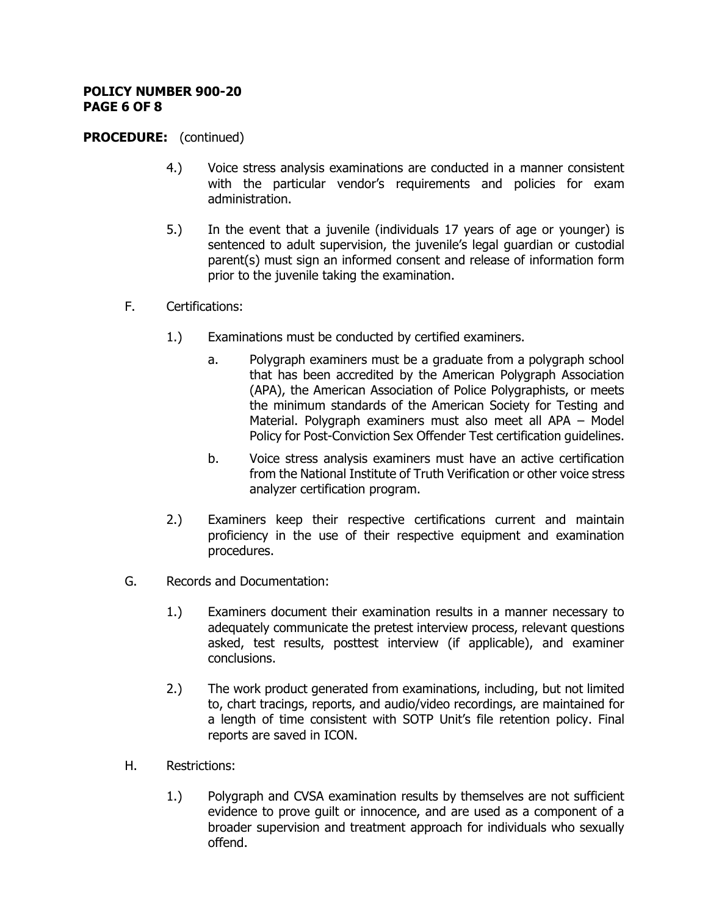**PROCEDURE:** (continued)

4.) Voice stress analysis examinations are conducted in a manner consistent with the particular vendor's requirements and policies for exam administration.

5.) In the event that a juvenile (individuals 17 years of age or younger) is sentenced to adult supervision, the juvenile's legal guardian or custodial parent(s) must sign an informed consent and release of information form prior to the juvenile taking the examination.

F. Certifications:

1.) Examinations must be conducted by certified examiners.

a. Polygraph examiners must be a graduate from a polygraph school that has been accredited by the American Polygraph Association (APA), the American Association of Police Polygraphists, or meets the minimum standards of the American Society for Testing and Material. Polygraph examiners must also meet all APA – Model Policy for Post-Conviction Sex Offender Test certification guidelines.

b. Voice stress analysis examiners must have an active certification from the National Institute of Truth Verification or other voice stress analyzer certification program.

2.) Examiners keep their respective certifications current and maintain proficiency in the use of their respective equipment and examination procedures.

G. Records and Documentation:

1.) Examiners document their examination results in a manner necessary to adequately communicate the pretest interview process, relevant questions asked, test results, posttest interview (if applicable), and examiner conclusions.

2.) The work product generated from examinations, including, but not limited to, chart tracings, reports, and audio/video recordings, are maintained for a length of time consistent with SOTP Unit's file retention policy. Final reports are saved in ICON.

H. Restrictions:

1.) Polygraph and CVSA examination results by themselves are not sufficient evidence to prove guilt or innocence, and are used as a component of a broader supervision and treatment approach for individuals who sexually offend.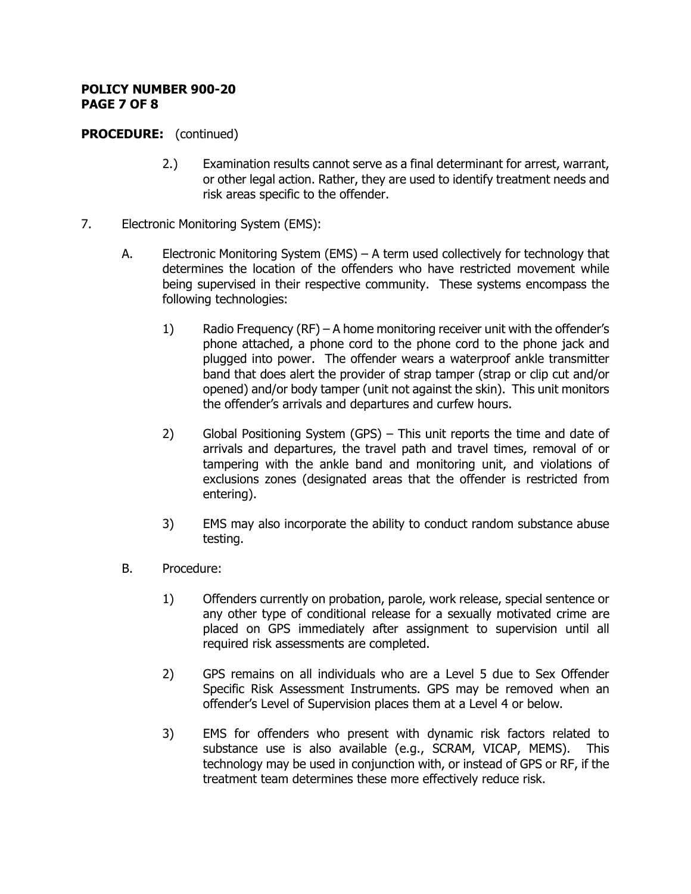**PROCEDURE:** (continued)

2.) Examination results cannot serve as a final determinant for arrest, warrant, or other legal action. Rather, they are used to identify treatment needs and risk areas specific to the offender.

7. Electronic Monitoring System (EMS):

   A. Electronic Monitoring System (EMS) – A term used collectively for technology that determines the location of the offenders who have restricted movement while being supervised in their respective community. These systems encompass the following technologies:

      1) Radio Frequency (RF) – A home monitoring receiver unit with the offender's phone attached, a phone cord to the phone cord to the phone jack and plugged into power. The offender wears a waterproof ankle transmitter band that does alert the provider of strap tamper (strap or clip cut and/or opened) and/or body tamper (unit not against the skin). This unit monitors the offender's arrivals and departures and curfew hours.

      2) Global Positioning System (GPS) – This unit reports the time and date of arrivals and departures, the travel path and travel times, removal of or tampering with the ankle band and monitoring unit, and violations of exclusions zones (designated areas that the offender is restricted from entering).

      3) EMS may also incorporate the ability to conduct random substance abuse testing.

   B. Procedure:

      1) Offenders currently on probation, parole, work release, special sentence or any other type of conditional release for a sexually motivated crime are placed on GPS immediately after assignment to supervision until all required risk assessments are completed.

      2) GPS remains on all individuals who are a Level 5 due to Sex Offender Specific Risk Assessment Instruments. GPS may be removed when an offender's Level of Supervision places them at a Level 4 or below.

      3) EMS for offenders who present with dynamic risk factors related to substance use is also available (e.g., SCRAM, VICAP, MEMS). This technology may be used in conjunction with, or instead of GPS or RF, if the treatment team determines these more effectively reduce risk.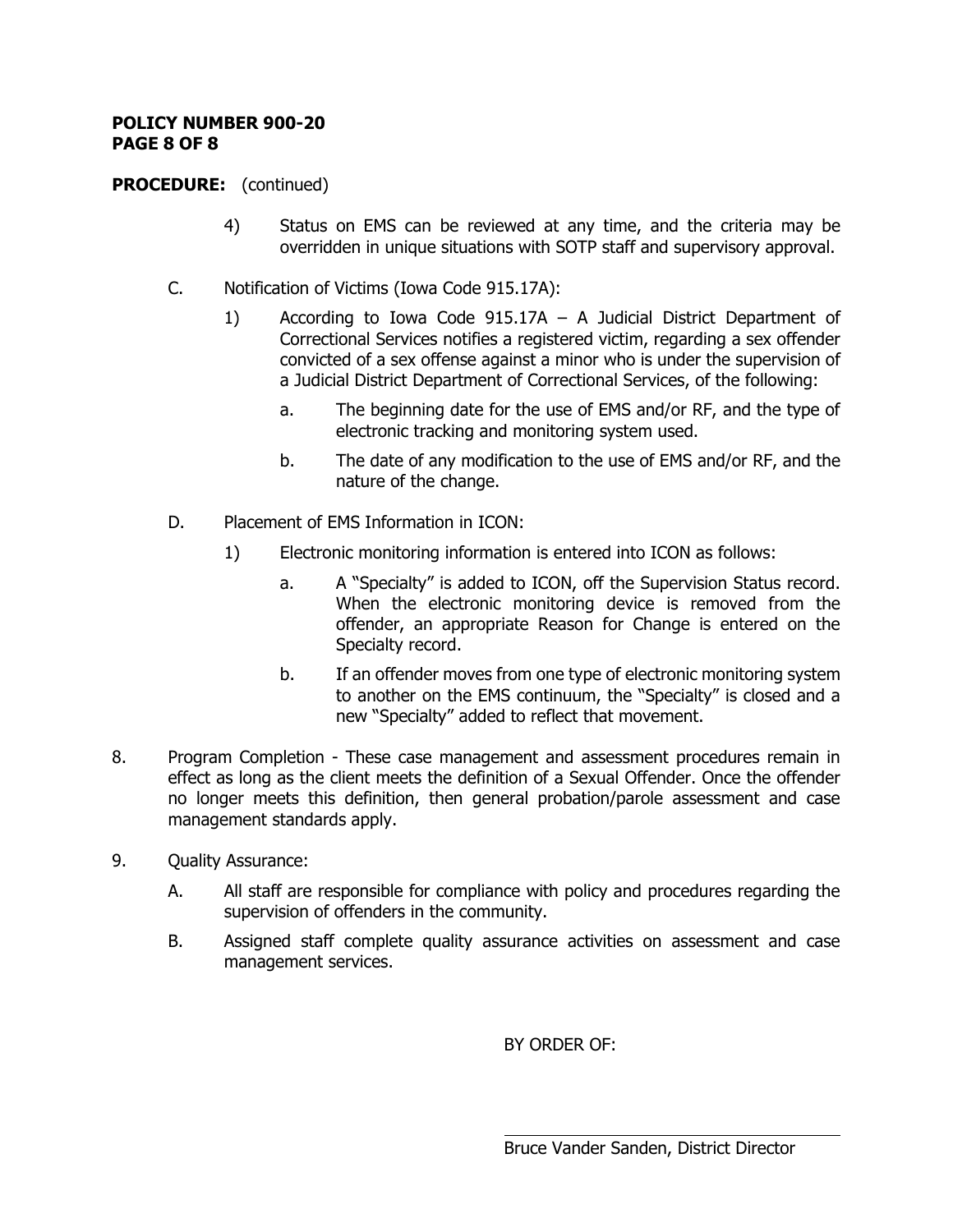**PROCEDURE:** (continued)

4) Status on EMS can be reviewed at any time, and the criteria may be overridden in unique situations with SOTP staff and supervisory approval.

C. Notification of Victims (Iowa Code 915.17A):

1) According to Iowa Code 915.17A – A Judicial District Department of Correctional Services notifies a registered victim, regarding a sex offender convicted of a sex offense against a minor who is under the supervision of a Judicial District Department of Correctional Services, of the following:

a. The beginning date for the use of EMS and/or RF, and the type of electronic tracking and monitoring system used.

b. The date of any modification to the use of EMS and/or RF, and the nature of the change.

D. Placement of EMS Information in ICON:

1) Electronic monitoring information is entered into ICON as follows:

a. A "Specialty" is added to ICON, off the Supervision Status record. When the electronic monitoring device is removed from the offender, an appropriate Reason for Change is entered on the Specialty record.

b. If an offender moves from one type of electronic monitoring system to another on the EMS continuum, the "Specialty" is closed and a new "Specialty" added to reflect that movement.

8. Program Completion - These case management and assessment procedures remain in effect as long as the client meets the definition of a Sexual Offender. Once the offender no longer meets this definition, then general probation/parole assessment and case management standards apply.

9. Quality Assurance:

A. All staff are responsible for compliance with policy and procedures regarding the supervision of offenders in the community.

B. Assigned staff complete quality assurance activities on assessment and case management services.

BY ORDER OF:

Bruce Vander Sanden, District Director